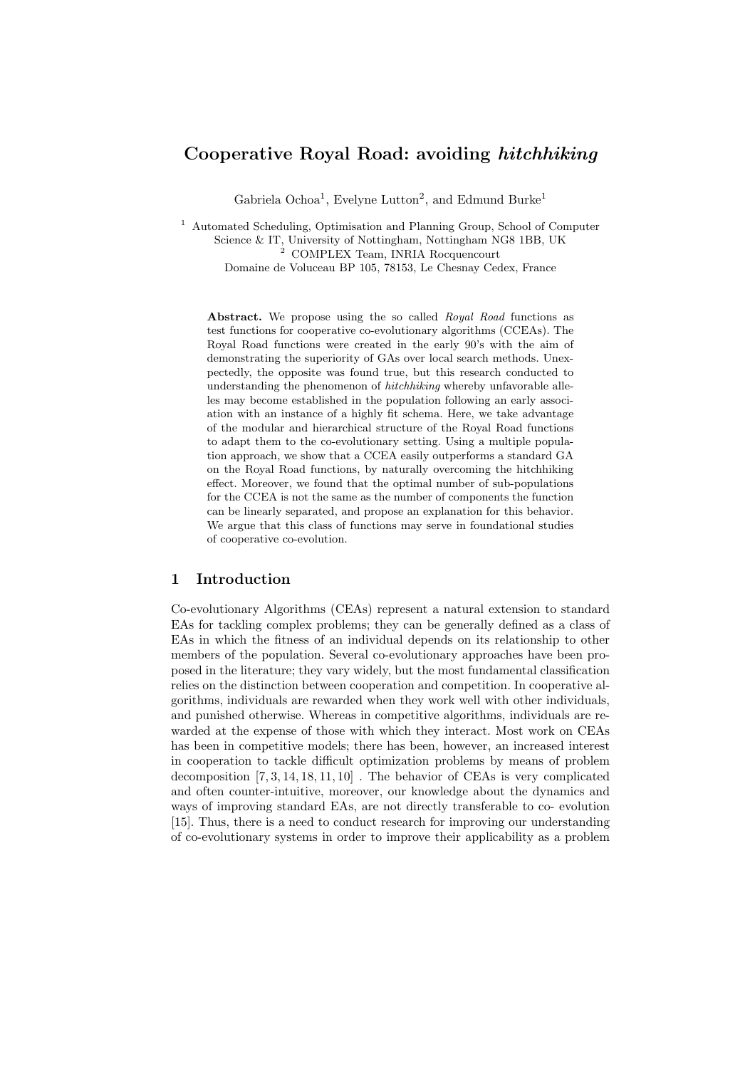# Cooperative Royal Road: avoiding *hitchhiking*

Gabriela Ochoa[1], Evelyne Lutton[2], and Edmund Burke[1]

[1] Automated Scheduling, Optimisation and Planning Group, School of Computer Science & IT, University of Nottingham, Nottingham NG8 1BB, UK
[2] COMPLEX Team, INRIA Rocquencourt
Domaine de Voluceau BP 105, 78153, Le Chesnay Cedex, France

**Abstract.** We propose using the so called *Royal Road* functions as test functions for cooperative co-evolutionary algorithms (CCEAs). The Royal Road functions were created in the early 90's with the aim of demonstrating the superiority of GAs over local search methods. Unexpectedly, the opposite was found true, but this research conducted to understanding the phenomenon of *hitchhiking* whereby unfavorable alleles may become established in the population following an early association with an instance of a highly fit schema. Here, we take advantage of the modular and hierarchical structure of the Royal Road functions to adapt them to the co-evolutionary setting. Using a multiple population approach, we show that a CCEA easily outperforms a standard GA on the Royal Road functions, by naturally overcoming the hitchhiking effect. Moreover, we found that the optimal number of sub-populations for the CCEA is not the same as the number of components the function can be linearly separated, and propose an explanation for this behavior. We argue that this class of functions may serve in foundational studies of cooperative co-evolution.

## 1 Introduction

Co-evolutionary Algorithms (CEAs) represent a natural extension to standard EAs for tackling complex problems; they can be generally defined as a class of EAs in which the fitness of an individual depends on its relationship to other members of the population. Several co-evolutionary approaches have been proposed in the literature; they vary widely, but the most fundamental classification relies on the distinction between cooperation and competition. In cooperative algorithms, individuals are rewarded when they work well with other individuals, and punished otherwise. Whereas in competitive algorithms, individuals are rewarded at the expense of those with which they interact. Most work on CEAs has been in competitive models; there has been, however, an increased interest in cooperation to tackle difficult optimization problems by means of problem decomposition [7, 3, 14, 18, 11, 10] . The behavior of CEAs is very complicated and often counter-intuitive, moreover, our knowledge about the dynamics and ways of improving standard EAs, are not directly transferable to co- evolution [15]. Thus, there is a need to conduct research for improving our understanding of co-evolutionary systems in order to improve their applicability as a problem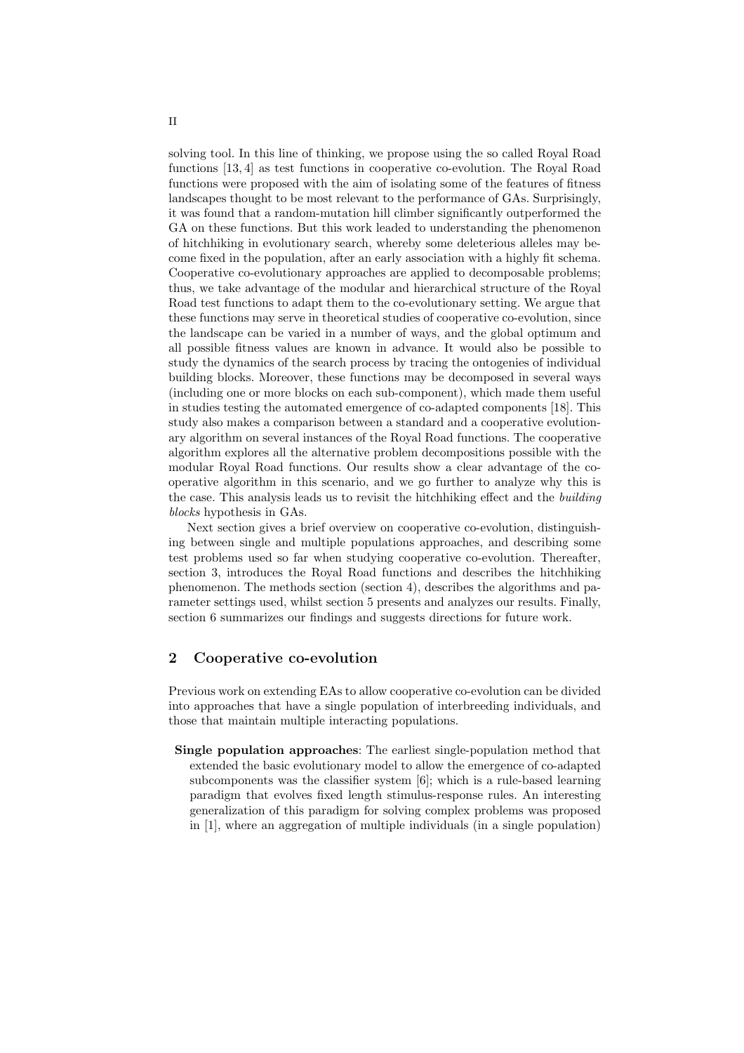solving tool. In this line of thinking, we propose using the so called Royal Road functions [13, 4] as test functions in cooperative co-evolution. The Royal Road functions were proposed with the aim of isolating some of the features of fitness landscapes thought to be most relevant to the performance of GAs. Surprisingly, it was found that a random-mutation hill climber significantly outperformed the GA on these functions. But this work leaded to understanding the phenomenon of hitchhiking in evolutionary search, whereby some deleterious alleles may become fixed in the population, after an early association with a highly fit schema. Cooperative co-evolutionary approaches are applied to decomposable problems; thus, we take advantage of the modular and hierarchical structure of the Royal Road test functions to adapt them to the co-evolutionary setting. We argue that these functions may serve in theoretical studies of cooperative co-evolution, since the landscape can be varied in a number of ways, and the global optimum and all possible fitness values are known in advance. It would also be possible to study the dynamics of the search process by tracing the ontogenies of individual building blocks. Moreover, these functions may be decomposed in several ways (including one or more blocks on each sub-component), which made them useful in studies testing the automated emergence of co-adapted components [18]. This study also makes a comparison between a standard and a cooperative evolutionary algorithm on several instances of the Royal Road functions. The cooperative algorithm explores all the alternative problem decompositions possible with the modular Royal Road functions. Our results show a clear advantage of the cooperative algorithm in this scenario, and we go further to analyze why this is the case. This analysis leads us to revisit the hitchhiking effect and the *building blocks* hypothesis in GAs.

Next section gives a brief overview on cooperative co-evolution, distinguishing between single and multiple populations approaches, and describing some test problems used so far when studying cooperative co-evolution. Thereafter, section 3, introduces the Royal Road functions and describes the hitchhiking phenomenon. The methods section (section 4), describes the algorithms and parameter settings used, whilst section 5 presents and analyzes our results. Finally, section 6 summarizes our findings and suggests directions for future work.

## 2 Cooperative co-evolution

Previous work on extending EAs to allow cooperative co-evolution can be divided into approaches that have a single population of interbreeding individuals, and those that maintain multiple interacting populations.

**Single population approaches**: The earliest single-population method that extended the basic evolutionary model to allow the emergence of co-adapted subcomponents was the classifier system [6]; which is a rule-based learning paradigm that evolves fixed length stimulus-response rules. An interesting generalization of this paradigm for solving complex problems was proposed in [1], where an aggregation of multiple individuals (in a single population)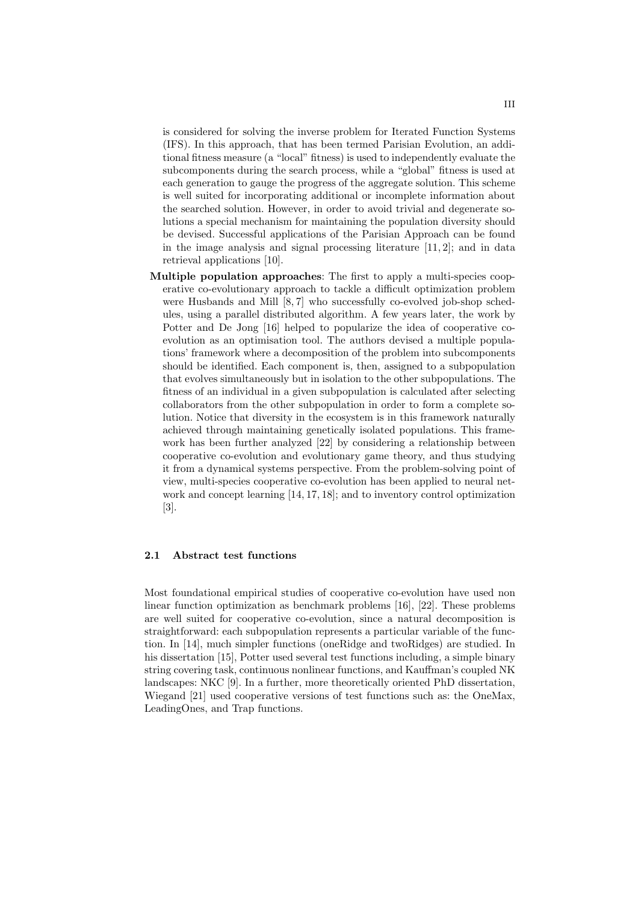is considered for solving the inverse problem for Iterated Function Systems (IFS). In this approach, that has been termed Parisian Evolution, an additional fitness measure (a “local” fitness) is used to independently evaluate the subcomponents during the search process, while a “global” fitness is used at each generation to gauge the progress of the aggregate solution. This scheme is well suited for incorporating additional or incomplete information about the searched solution. However, in order to avoid trivial and degenerate solutions a special mechanism for maintaining the population diversity should be devised. Successful applications of the Parisian Approach can be found in the image analysis and signal processing literature [11, 2]; and in data retrieval applications [10].

**Multiple population approaches**: The first to apply a multi-species cooperative co-evolutionary approach to tackle a difficult optimization problem were Husbands and Mill [8, 7] who successfully co-evolved job-shop schedules, using a parallel distributed algorithm. A few years later, the work by Potter and De Jong [16] helped to popularize the idea of cooperative co-evolution as an optimisation tool. The authors devised a multiple populations' framework where a decomposition of the problem into subcomponents should be identified. Each component is, then, assigned to a subpopulation that evolves simultaneously but in isolation to the other subpopulations. The fitness of an individual in a given subpopulation is calculated after selecting collaborators from the other subpopulation in order to form a complete solution. Notice that diversity in the ecosystem is in this framework naturally achieved through maintaining genetically isolated populations. This framework has been further analyzed [22] by considering a relationship between cooperative co-evolution and evolutionary game theory, and thus studying it from a dynamical systems perspective. From the problem-solving point of view, multi-species cooperative co-evolution has been applied to neural network and concept learning [14, 17, 18]; and to inventory control optimization [3].

### 2.1 Abstract test functions

Most foundational empirical studies of cooperative co-evolution have used non linear function optimization as benchmark problems [16], [22]. These problems are well suited for cooperative co-evolution, since a natural decomposition is straightforward: each subpopulation represents a particular variable of the function. In [14], much simpler functions (oneRidge and twoRidges) are studied. In his dissertation [15], Potter used several test functions including, a simple binary string covering task, continuous nonlinear functions, and Kauffman's coupled NK landscapes: NKC [9]. In a further, more theoretically oriented PhD dissertation, Wiegand [21] used cooperative versions of test functions such as: the OneMax, LeadingOnes, and Trap functions.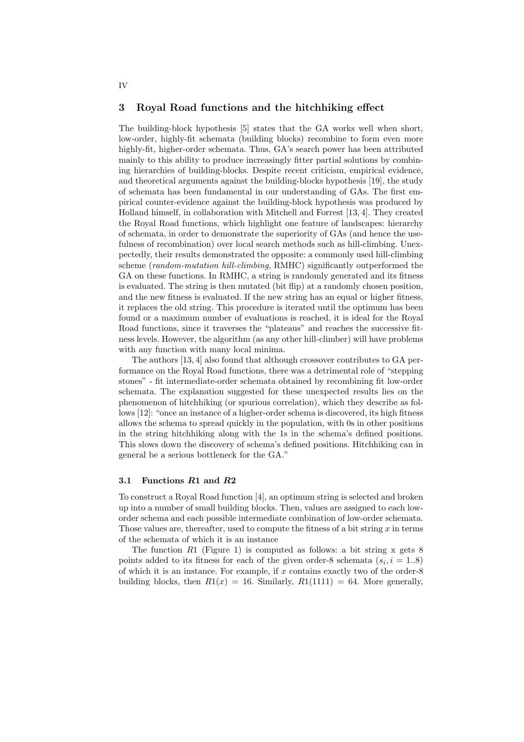## 3 Royal Road functions and the hitchhiking effect

The building-block hypothesis [5] states that the GA works well when short, low-order, highly-fit schemata (building blocks) recombine to form even more highly-fit, higher-order schemata. Thus, GA's search power has been attributed mainly to this ability to produce increasingly fitter partial solutions by combining hierarchies of building-blocks. Despite recent criticism, empirical evidence, and theoretical arguments against the building-blocks hypothesis [19], the study of schemata has been fundamental in our understanding of GAs. The first empirical counter-evidence against the building-block hypothesis was produced by Holland himself, in collaboration with Mitchell and Forrest [13, 4]. They created the Royal Road functions, which highlight one feature of landscapes: hierarchy of schemata, in order to demonstrate the superiority of GAs (and hence the usefulness of recombination) over local search methods such as hill-climbing. Unexpectedly, their results demonstrated the opposite: a commonly used hill-climbing scheme (*random-mutation hill-climbing*, RMHC) significantly outperformed the GA on these functions. In RMHC, a string is randomly generated and its fitness is evaluated. The string is then mutated (bit flip) at a randomly chosen position, and the new fitness is evaluated. If the new string has an equal or higher fitness, it replaces the old string. This procedure is iterated until the optimum has been found or a maximum number of evaluations is reached, it is ideal for the Royal Road functions, since it traverses the "plateaus" and reaches the successive fitness levels. However, the algorithm (as any other hill-climber) will have problems with any function with many local minima.

The authors [13, 4] also found that although crossover contributes to GA performance on the Royal Road functions, there was a detrimental role of "stepping stones" - fit intermediate-order schemata obtained by recombining fit low-order schemata. The explanation suggested for these unexpected results lies on the phenomenon of hitchhiking (or spurious correlation), which they describe as follows [12]: "once an instance of a higher-order schema is discovered, its high fitness allows the schema to spread quickly in the population, with 0s in other positions in the string hitchhiking along with the 1s in the schema's defined positions. This slows down the discovery of schema's defined positions. Hitchhiking can in general be a serious bottleneck for the GA."

### 3.1 Functions *R*1 and *R*2

To construct a Royal Road function [4], an optimum string is selected and broken up into a number of small building blocks. Then, values are assigned to each low-order schema and each possible intermediate combination of low-order schemata. Those values are, thereafter, used to compute the fitness of a bit string $x$ in terms of the schemata of which it is an instance

The function $R1$ (Figure 1) is computed as follows: a bit string x gets 8 points added to its fitness for each of the given order-8 schemata ($s_i, i = 1..8$) of which it is an instance. For example, if $x$ contains exactly two of the order-8 building blocks, then $R1(x) = 16$. Similarly, $R1(1111) = 64$. More generally,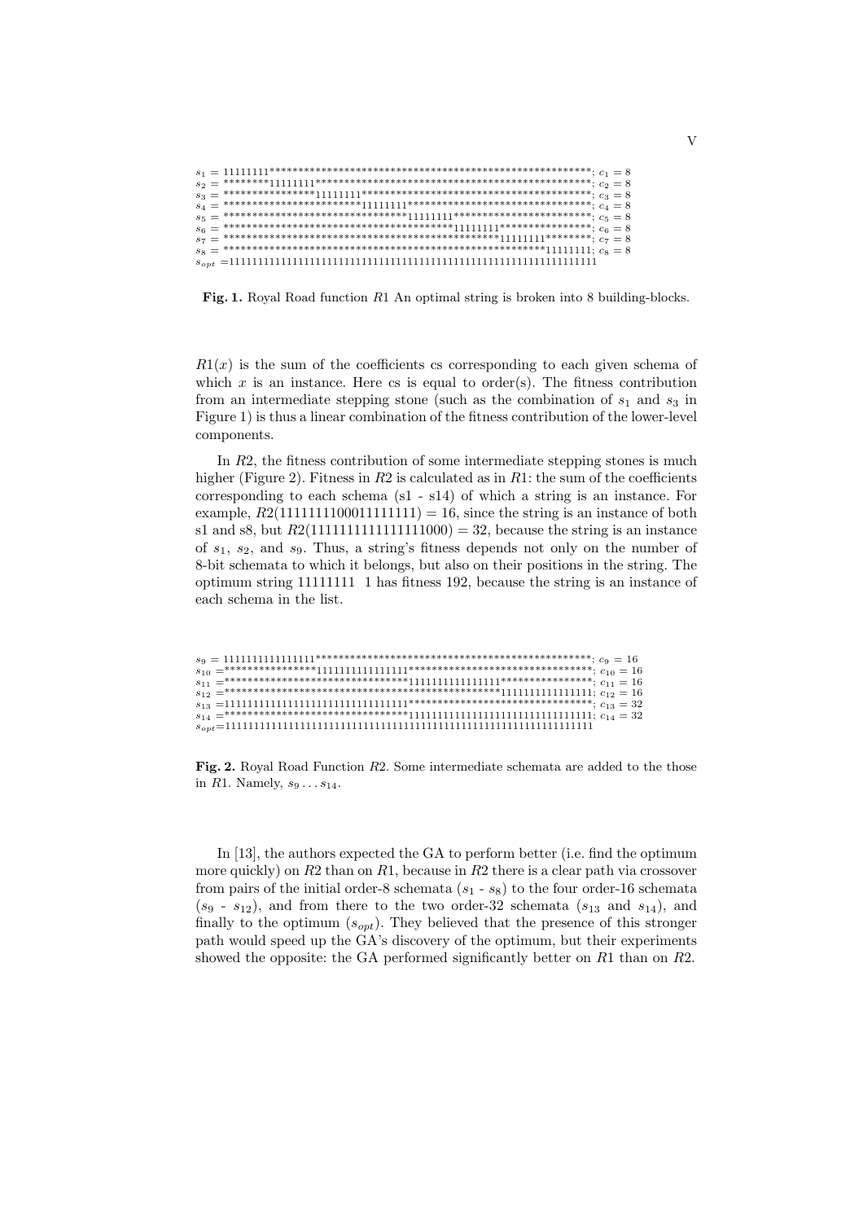$s_1$ = 11111111********************************************************; $c_1 = 8$
$s_2$ = ********11111111************************************************; $c_2 = 8$
$s_3$ = ****************11111111****************************************; $c_3 = 8$
$s_4$ = ************************11111111********************************; $c_4 = 8$
$s_5$ = ********************************11111111************************; $c_5 = 8$
$s_6$ = ****************************************11111111****************; $c_6 = 8$
$s_7$ = ************************************************11111111********; $c_7 = 8$
$s_8$ = ********************************************************11111111; $c_8 = 8$
$s_{opt}$ =1111111111111111111111111111111111111111111111111111111111111111

**Fig. 1.** Royal Road function $R1$ An optimal string is broken into 8 building-blocks.

$R1(x)$ is the sum of the coefficients cs corresponding to each given schema of which $x$ is an instance. Here cs is equal to order(s). The fitness contribution from an intermediate stepping stone (such as the combination of $s_1$ and $s_3$ in Figure 1) is thus a linear combination of the fitness contribution of the lower-level components.

In $R2$, the fitness contribution of some intermediate stepping stones is much higher (Figure 2). Fitness in $R2$ is calculated as in $R1$: the sum of the coefficients corresponding to each schema (s1 - s14) of which a string is an instance. For example, $R2(1111111100011111111) = 16$, since the string is an instance of both s1 and s8, but $R2(1111111111111111000) = 32$, because the string is an instance of $s_1$, $s_2$, and $s_9$. Thus, a string's fitness depends not only on the number of 8-bit schemata to which it belongs, but also on their positions in the string. The optimum string 11111111 1 has fitness 192, because the string is an instance of each schema in the list.

$s_9$ = 1111111111111111************************************************; $c_9 = 16$
$s_{10}$ =****************1111111111111111********************************; $c_{10} = 16$
$s_{11}$ =********************************1111111111111111****************; $c_{11} = 16$
$s_{12}$ =************************************************1111111111111111; $c_{12} = 16$
$s_{13}$ =11111111111111111111111111111111********************************; $c_{13} = 32$
$s_{14}$ =********************************11111111111111111111111111111111; $c_{14} = 32$
$s_{opt}$=1111111111111111111111111111111111111111111111111111111111111111

**Fig. 2.** Royal Road Function $R2$. Some intermediate schemata are added to the those in $R1$. Namely, $s_9 \ldots s_{14}$.

In [13], the authors expected the GA to perform better (i.e. find the optimum more quickly) on $R2$ than on $R1$, because in $R2$ there is a clear path via crossover from pairs of the initial order-8 schemata ($s_1$ - $s_8$) to the four order-16 schemata ($s_9$ - $s_{12}$), and from there to the two order-32 schemata ($s_{13}$ and $s_{14}$), and finally to the optimum ($s_{opt}$). They believed that the presence of this stronger path would speed up the GA's discovery of the optimum, but their experiments showed the opposite: the GA performed significantly better on $R1$ than on $R2$.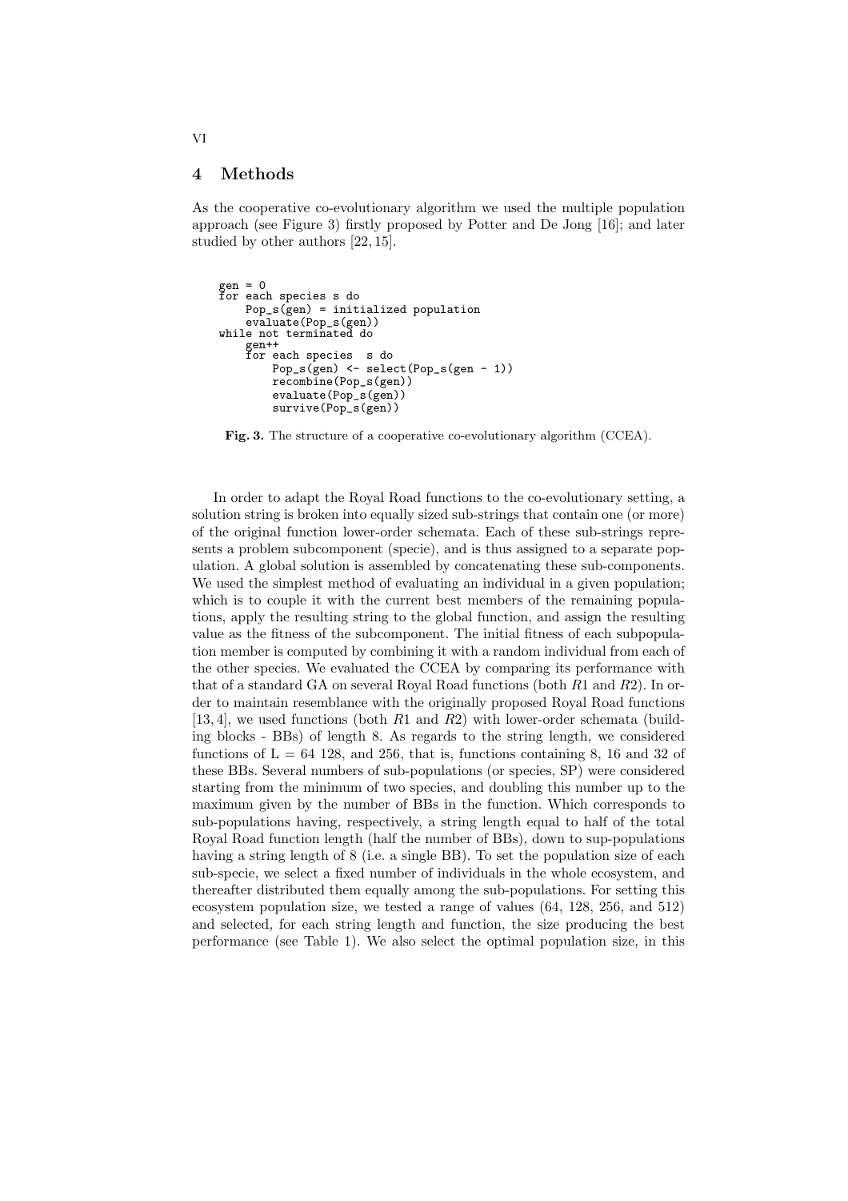## 4 Methods

As the cooperative co-evolutionary algorithm we used the multiple population approach (see Figure 3) firstly proposed by Potter and De Jong [16]; and later studied by other authors [22, 15].

```
gen = 0
for each species s do
    Pop_s(gen) = initialized population
    evaluate(Pop_s(gen))
while not terminated do
    gen++
    for each species  s do
        Pop_s(gen) <- select(Pop_s(gen - 1))
        recombine(Pop_s(gen))
        evaluate(Pop_s(gen))
        survive(Pop_s(gen))
```

**Fig. 3.** The structure of a cooperative co-evolutionary algorithm (CCEA).

In order to adapt the Royal Road functions to the co-evolutionary setting, a solution string is broken into equally sized sub-strings that contain one (or more) of the original function lower-order schemata. Each of these sub-strings represents a problem subcomponent (specie), and is thus assigned to a separate population. A global solution is assembled by concatenating these sub-components. We used the simplest method of evaluating an individual in a given population; which is to couple it with the current best members of the remaining populations, apply the resulting string to the global function, and assign the resulting value as the fitness of the subcomponent. The initial fitness of each subpopulation member is computed by combining it with a random individual from each of the other species. We evaluated the CCEA by comparing its performance with that of a standard GA on several Royal Road functions (both $R1$ and $R2$). In order to maintain resemblance with the originally proposed Royal Road functions [13, 4], we used functions (both $R1$ and $R2$) with lower-order schemata (building blocks - BBs) of length 8. As regards to the string length, we considered functions of L = 64 128, and 256, that is, functions containing 8, 16 and 32 of these BBs. Several numbers of sub-populations (or species, SP) were considered starting from the minimum of two species, and doubling this number up to the maximum given by the number of BBs in the function. Which corresponds to sub-populations having, respectively, a string length equal to half of the total Royal Road function length (half the number of BBs), down to sup-populations having a string length of 8 (i.e. a single BB). To set the population size of each sub-specie, we select a fixed number of individuals in the whole ecosystem, and thereafter distributed them equally among the sub-populations. For setting this ecosystem population size, we tested a range of values (64, 128, 256, and 512) and selected, for each string length and function, the size producing the best performance (see Table 1). We also select the optimal population size, in this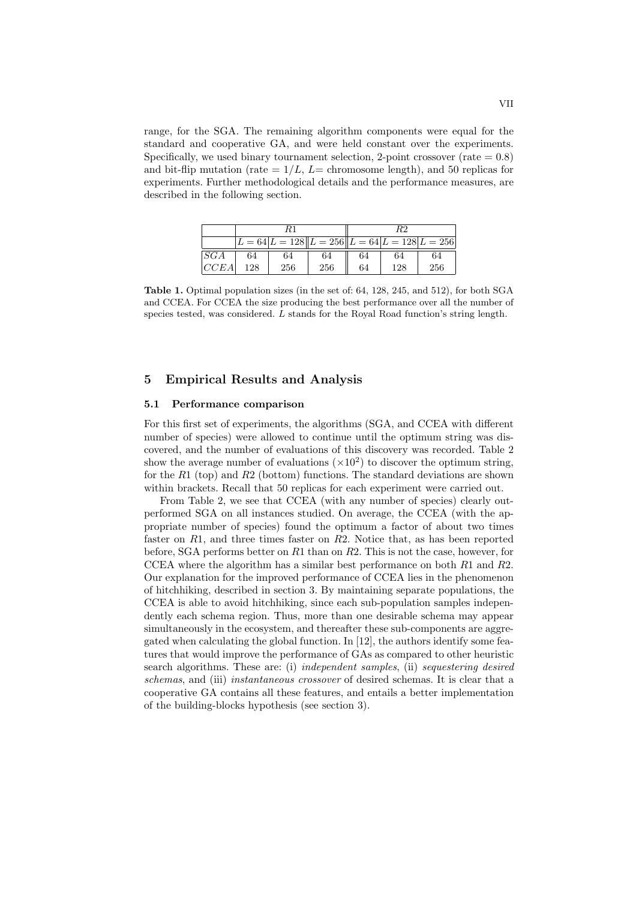range, for the SGA. The remaining algorithm components were equal for the standard and cooperative GA, and were held constant over the experiments. Specifically, we used binary tournament selection, 2-point crossover (rate = 0.8) and bit-flip mutation (rate = $1/L$, $L$= chromosome length), and 50 replicas for experiments. Further methodological details and the performance measures, are described in the following section.

| | $R1$ | | | $R2$ | | |
|---|---|---|---|---|---|---|
| | $L=64$ | $L=128$ | $L=256$ | $L=64$ | $L=128$ | $L=256$ |
| $SGA$ | 64 | 64 | 64 | 64 | 64 | 64 |
| $CCEA$ | 128 | 256 | 256 | 64 | 128 | 256 |

**Table 1.** Optimal population sizes (in the set of: 64, 128, 245, and 512), for both SGA and CCEA. For CCEA the size producing the best performance over all the number of species tested, was considered. $L$ stands for the Royal Road function's string length.

## 5 Empirical Results and Analysis

### 5.1 Performance comparison

For this first set of experiments, the algorithms (SGA, and CCEA with different number of species) were allowed to continue until the optimum string was discovered, and the number of evaluations of this discovery was recorded. Table 2 show the average number of evaluations ($\times 10^2$) to discover the optimum string, for the $R1$ (top) and $R2$ (bottom) functions. The standard deviations are shown within brackets. Recall that 50 replicas for each experiment were carried out.

From Table 2, we see that CCEA (with any number of species) clearly outperformed SGA on all instances studied. On average, the CCEA (with the appropriate number of species) found the optimum a factor of about two times faster on $R1$, and three times faster on $R2$. Notice that, as has been reported before, SGA performs better on $R1$ than on $R2$. This is not the case, however, for CCEA where the algorithm has a similar best performance on both $R1$ and $R2$. Our explanation for the improved performance of CCEA lies in the phenomenon of hitchhiking, described in section 3. By maintaining separate populations, the CCEA is able to avoid hitchhiking, since each sub-population samples independently each schema region. Thus, more than one desirable schema may appear simultaneously in the ecosystem, and thereafter these sub-components are aggregated when calculating the global function. In [12], the authors identify some features that would improve the performance of GAs as compared to other heuristic search algorithms. These are: (i) *independent samples*, (ii) *sequestering desired schemas*, and (iii) *instantaneous crossover* of desired schemas. It is clear that a cooperative GA contains all these features, and entails a better implementation of the building-blocks hypothesis (see section 3).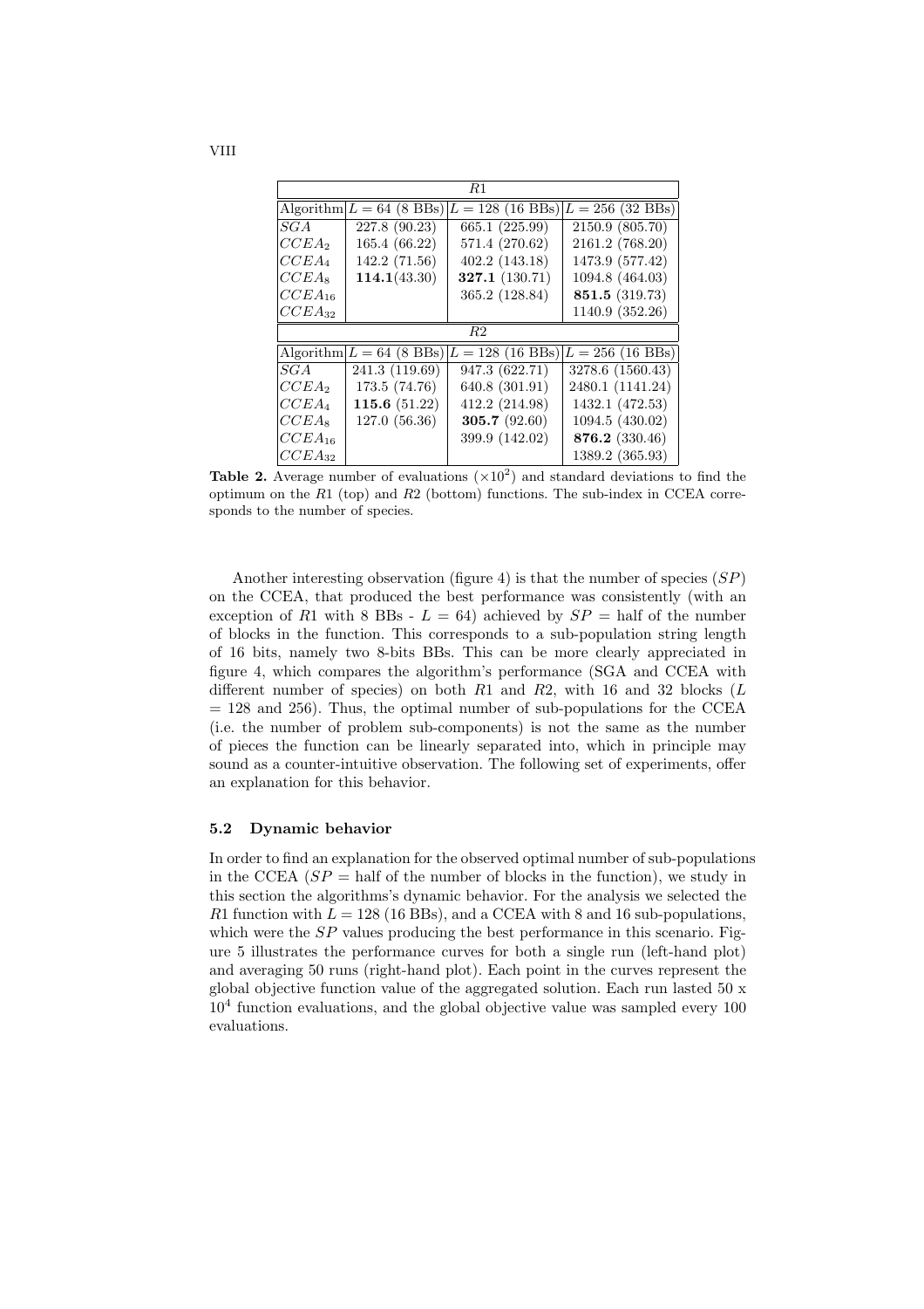| *R*1 | | | |
|---|---|---|---|
| Algorithm | $L = 64$ (8 BBs) | $L = 128$ (16 BBs) | $L = 256$ (32 BBs) |
| $SGA$ | 227.8 (90.23) | 665.1 (225.99) | 2150.9 (805.70) |
| $CCEA_2$ | 165.4 (66.22) | 571.4 (270.62) | 2161.2 (768.20) |
| $CCEA_4$ | 142.2 (71.56) | 402.2 (143.18) | 1473.9 (577.42) |
| $CCEA_8$ | **114.1**(43.30) | **327.1** (130.71) | 1094.8 (464.03) |
| $CCEA_{16}$ | | 365.2 (128.84) | **851.5** (319.73) |
| $CCEA_{32}$ | | | 1140.9 (352.26) |
| *R*2 | | | |
| Algorithm | $L = 64$ (8 BBs) | $L = 128$ (16 BBs) | $L = 256$ (16 BBs) |
| $SGA$ | 241.3 (119.69) | 947.3 (622.71) | 3278.6 (1560.43) |
| $CCEA_2$ | 173.5 (74.76) | 640.8 (301.91) | 2480.1 (1141.24) |
| $CCEA_4$ | **115.6** (51.22) | 412.2 (214.98) | 1432.1 (472.53) |
| $CCEA_8$ | 127.0 (56.36) | **305.7** (92.60) | 1094.5 (430.02) |
| $CCEA_{16}$ | | 399.9 (142.02) | **876.2** (330.46) |
| $CCEA_{32}$ | | | 1389.2 (365.93) |

**Table 2.** Average number of evaluations ($\times 10^2$) and standard deviations to find the optimum on the $R1$ (top) and $R2$ (bottom) functions. The sub-index in CCEA corresponds to the number of species.

Another interesting observation (figure 4) is that the number of species ($SP$) on the CCEA, that produced the best performance was consistently (with an exception of $R1$ with 8 BBs - $L = 64$) achieved by $SP$ = half of the number of blocks in the function. This corresponds to a sub-population string length of 16 bits, namely two 8-bits BBs. This can be more clearly appreciated in figure 4, which compares the algorithm's performance (SGA and CCEA with different number of species) on both $R1$ and $R2$, with 16 and 32 blocks ($L$ = 128 and 256). Thus, the optimal number of sub-populations for the CCEA (i.e. the number of problem sub-components) is not the same as the number of pieces the function can be linearly separated into, which in principle may sound as a counter-intuitive observation. The following set of experiments, offer an explanation for this behavior.

### 5.2 Dynamic behavior

In order to find an explanation for the observed optimal number of sub-populations in the CCEA ($SP$ = half of the number of blocks in the function), we study in this section the algorithms's dynamic behavior. For the analysis we selected the $R1$ function with $L = 128$ (16 BBs), and a CCEA with 8 and 16 sub-populations, which were the $SP$ values producing the best performance in this scenario. Figure 5 illustrates the performance curves for both a single run (left-hand plot) and averaging 50 runs (right-hand plot). Each point in the curves represent the global objective function value of the aggregated solution. Each run lasted 50 x $10^4$ function evaluations, and the global objective value was sampled every 100 evaluations.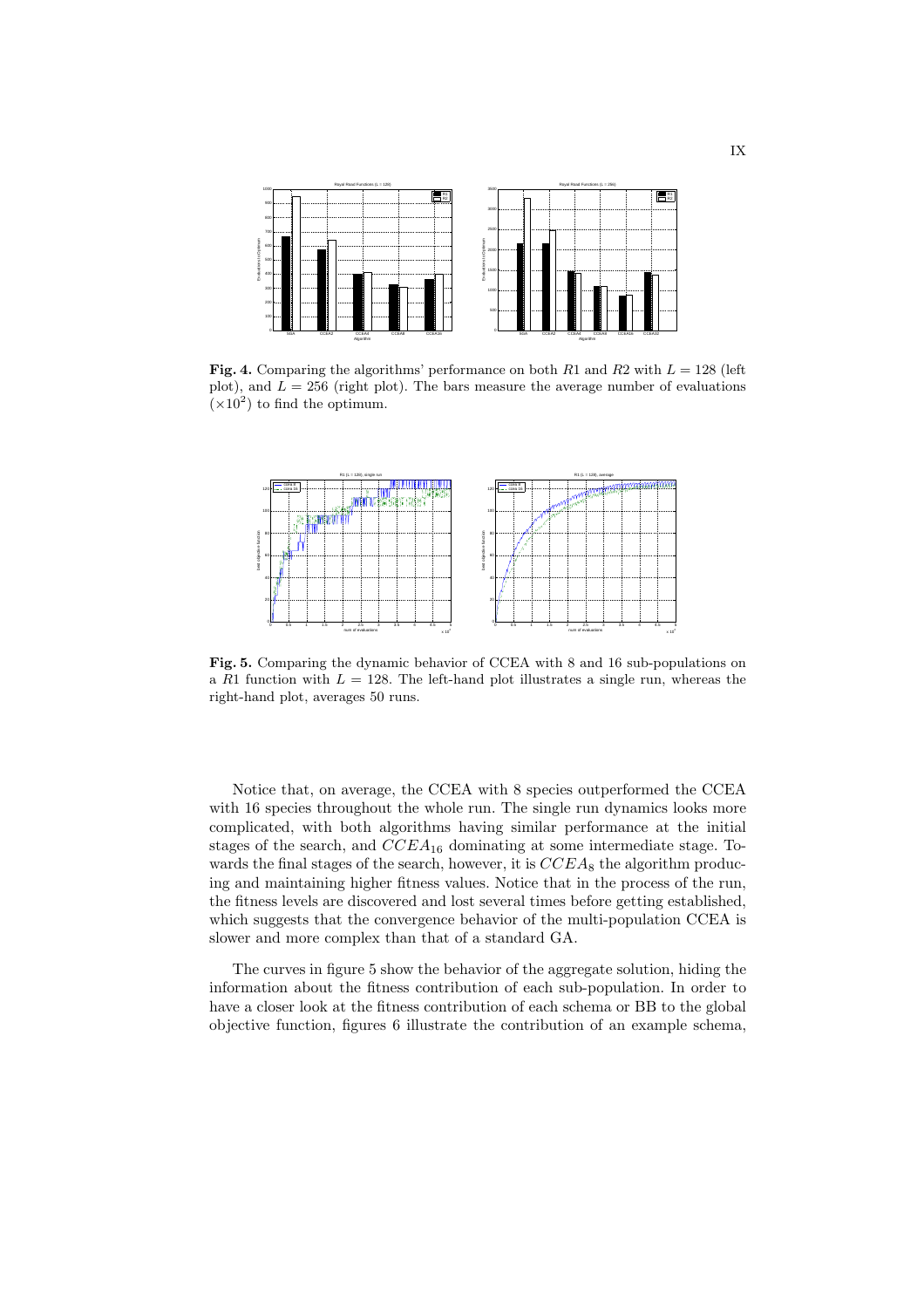**Fig. 4.** Comparing the algorithms' performance on both $R1$ and $R2$ with $L = 128$ (left plot), and $L = 256$ (right plot). The bars measure the average number of evaluations ($\times 10^2$) to find the optimum.

**Fig. 5.** Comparing the dynamic behavior of CCEA with 8 and 16 sub-populations on a $R1$ function with $L = 128$. The left-hand plot illustrates a single run, whereas the right-hand plot, averages 50 runs.

Notice that, on average, the CCEA with 8 species outperformed the CCEA with 16 species throughout the whole run. The single run dynamics looks more complicated, with both algorithms having similar performance at the initial stages of the search, and $CCEA_{16}$ dominating at some intermediate stage. Towards the final stages of the search, however, it is $CCEA_8$ the algorithm producing and maintaining higher fitness values. Notice that in the process of the run, the fitness levels are discovered and lost several times before getting established, which suggests that the convergence behavior of the multi-population CCEA is slower and more complex than that of a standard GA.

The curves in figure 5 show the behavior of the aggregate solution, hiding the information about the fitness contribution of each sub-population. In order to have a closer look at the fitness contribution of each schema or BB to the global objective function, figures 6 illustrate the contribution of an example schema,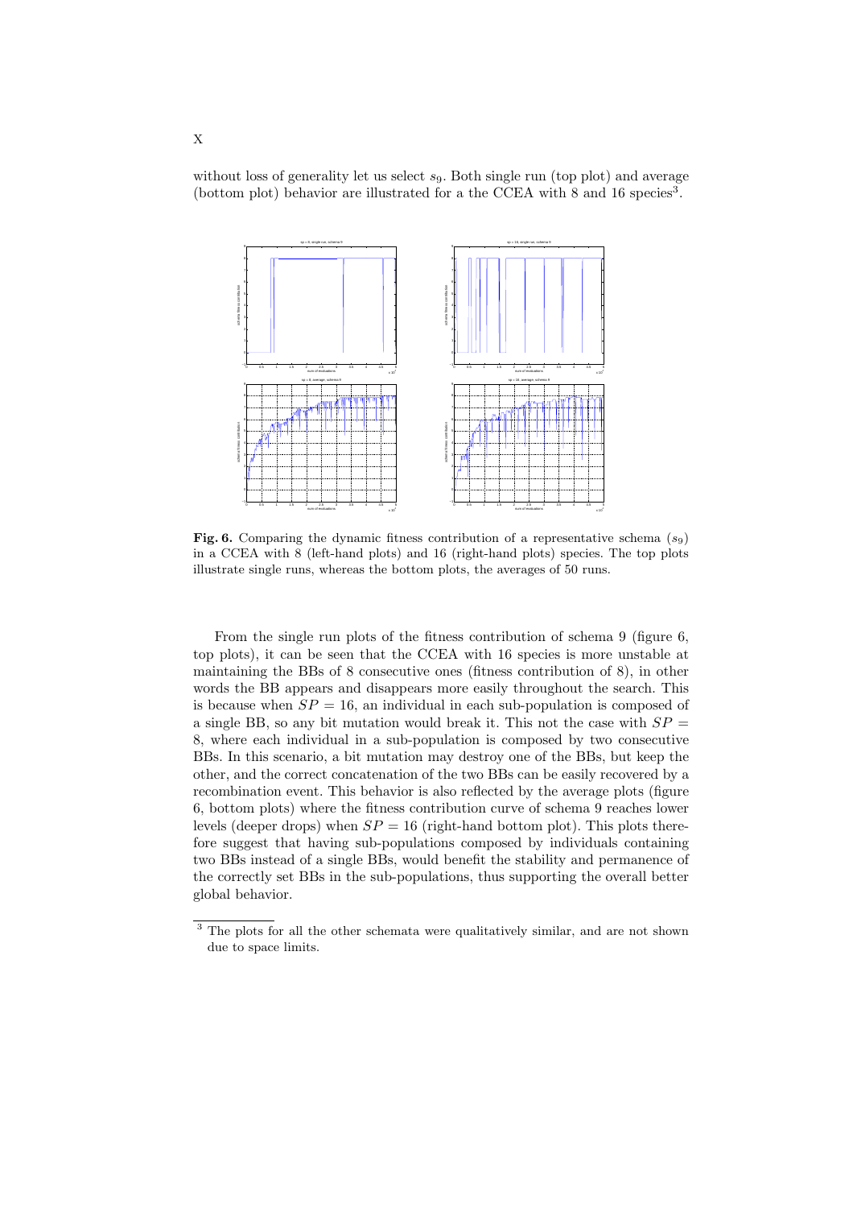without loss of generality let us select $s_9$. Both single run (top plot) and average (bottom plot) behavior are illustrated for a the CCEA with 8 and 16 species[3].

**Fig. 6.** Comparing the dynamic fitness contribution of a representative schema ($s_9$) in a CCEA with 8 (left-hand plots) and 16 (right-hand plots) species. The top plots illustrate single runs, whereas the bottom plots, the averages of 50 runs.

From the single run plots of the fitness contribution of schema 9 (figure 6, top plots), it can be seen that the CCEA with 16 species is more unstable at maintaining the BBs of 8 consecutive ones (fitness contribution of 8), in other words the BB appears and disappears more easily throughout the search. This is because when $SP = 16$, an individual in each sub-population is composed of a single BB, so any bit mutation would break it. This not the case with $SP = 8$, where each individual in a sub-population is composed by two consecutive BBs. In this scenario, a bit mutation may destroy one of the BBs, but keep the other, and the correct concatenation of the two BBs can be easily recovered by a recombination event. This behavior is also reflected by the average plots (figure 6, bottom plots) where the fitness contribution curve of schema 9 reaches lower levels (deeper drops) when $SP = 16$ (right-hand bottom plot). This plots therefore suggest that having sub-populations composed by individuals containing two BBs instead of a single BBs, would benefit the stability and permanence of the correctly set BBs in the sub-populations, thus supporting the overall better global behavior.

[3] The plots for all the other schemata were qualitatively similar, and are not shown due to space limits.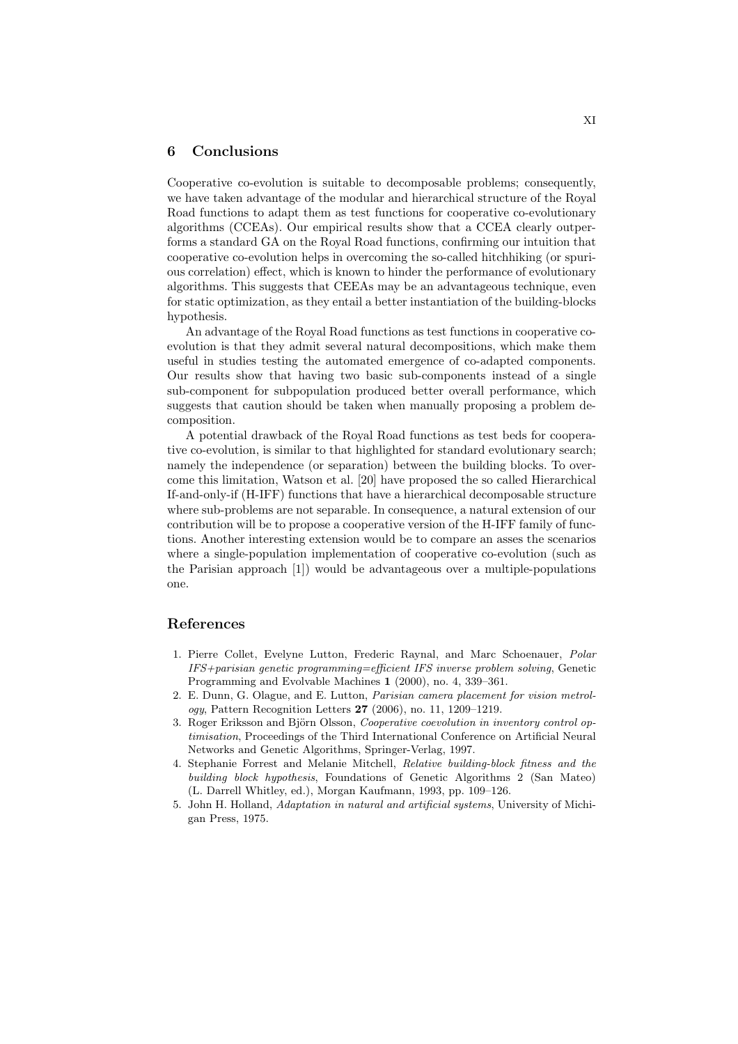## 6 Conclusions

Cooperative co-evolution is suitable to decomposable problems; consequently, we have taken advantage of the modular and hierarchical structure of the Royal Road functions to adapt them as test functions for cooperative co-evolutionary algorithms (CCEAs). Our empirical results show that a CCEA clearly outperforms a standard GA on the Royal Road functions, confirming our intuition that cooperative co-evolution helps in overcoming the so-called hitchhiking (or spurious correlation) effect, which is known to hinder the performance of evolutionary algorithms. This suggests that CEEAs may be an advantageous technique, even for static optimization, as they entail a better instantiation of the building-blocks hypothesis.

An advantage of the Royal Road functions as test functions in cooperative co-evolution is that they admit several natural decompositions, which make them useful in studies testing the automated emergence of co-adapted components. Our results show that having two basic sub-components instead of a single sub-component for subpopulation produced better overall performance, which suggests that caution should be taken when manually proposing a problem decomposition.

A potential drawback of the Royal Road functions as test beds for cooperative co-evolution, is similar to that highlighted for standard evolutionary search; namely the independence (or separation) between the building blocks. To overcome this limitation, Watson et al. [20] have proposed the so called Hierarchical If-and-only-if (H-IFF) functions that have a hierarchical decomposable structure where sub-problems are not separable. In consequence, a natural extension of our contribution will be to propose a cooperative version of the H-IFF family of functions. Another interesting extension would be to compare an asses the scenarios where a single-population implementation of cooperative co-evolution (such as the Parisian approach [1]) would be advantageous over a multiple-populations one.

## References

1. Pierre Collet, Evelyne Lutton, Frederic Raynal, and Marc Schoenauer, *Polar IFS+parisian genetic programming=efficient IFS inverse problem solving*, Genetic Programming and Evolvable Machines **1** (2000), no. 4, 339–361.
2. E. Dunn, G. Olague, and E. Lutton, *Parisian camera placement for vision metrology*, Pattern Recognition Letters **27** (2006), no. 11, 1209–1219.
3. Roger Eriksson and Björn Olsson, *Cooperative coevolution in inventory control optimisation*, Proceedings of the Third International Conference on Artificial Neural Networks and Genetic Algorithms, Springer-Verlag, 1997.
4. Stephanie Forrest and Melanie Mitchell, *Relative building-block fitness and the building block hypothesis*, Foundations of Genetic Algorithms 2 (San Mateo) (L. Darrell Whitley, ed.), Morgan Kaufmann, 1993, pp. 109–126.
5. John H. Holland, *Adaptation in natural and artificial systems*, University of Michigan Press, 1975.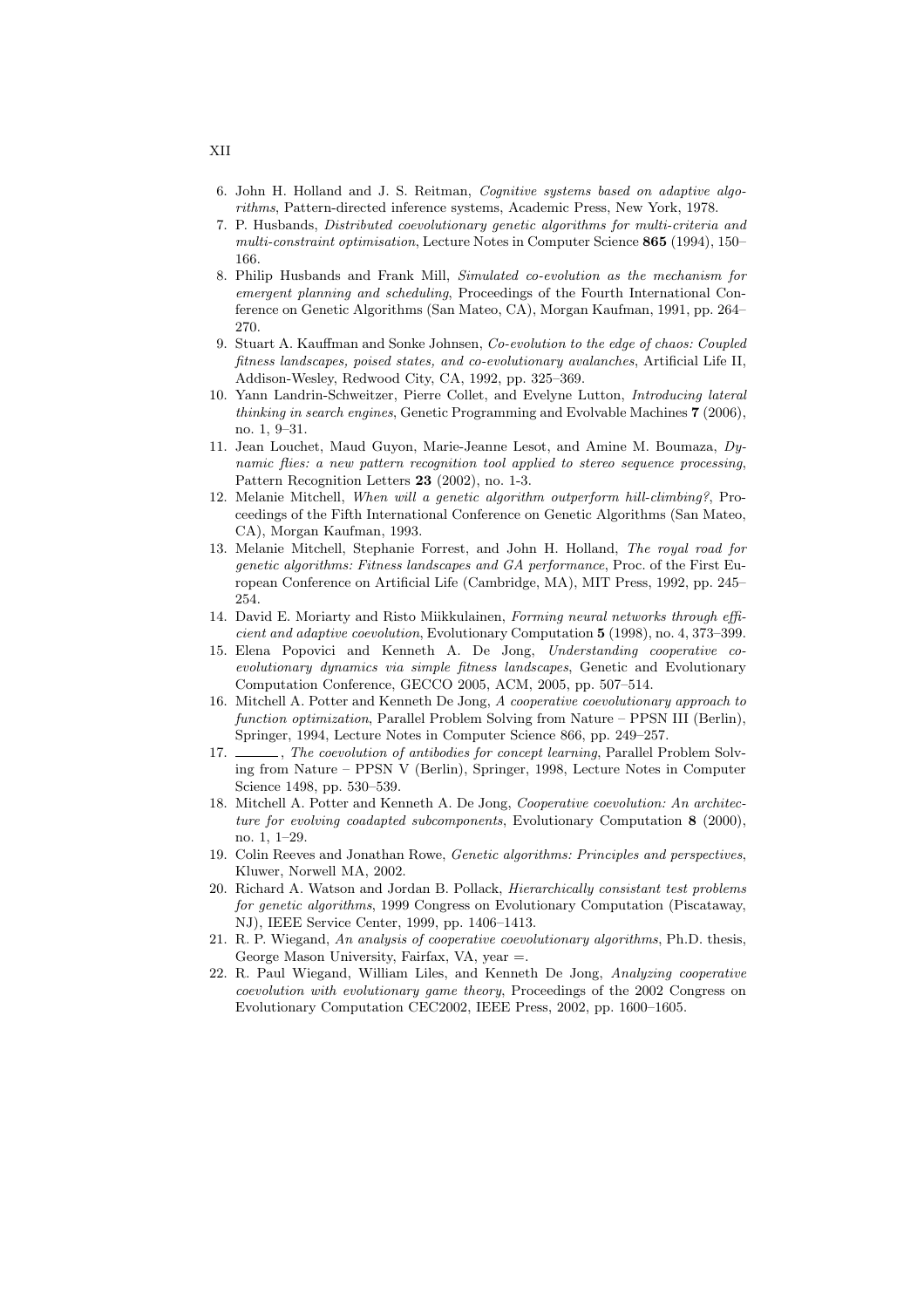6. John H. Holland and J. S. Reitman, *Cognitive systems based on adaptive algorithms*, Pattern-directed inference systems, Academic Press, New York, 1978.
7. P. Husbands, *Distributed coevolutionary genetic algorithms for multi-criteria and multi-constraint optimisation*, Lecture Notes in Computer Science **865** (1994), 150–166.
8. Philip Husbands and Frank Mill, *Simulated co-evolution as the mechanism for emergent planning and scheduling*, Proceedings of the Fourth International Conference on Genetic Algorithms (San Mateo, CA), Morgan Kaufman, 1991, pp. 264–270.
9. Stuart A. Kauffman and Sonke Johnsen, *Co-evolution to the edge of chaos: Coupled fitness landscapes, poised states, and co-evolutionary avalanches*, Artificial Life II, Addison-Wesley, Redwood City, CA, 1992, pp. 325–369.
10. Yann Landrin-Schweitzer, Pierre Collet, and Evelyne Lutton, *Introducing lateral thinking in search engines*, Genetic Programming and Evolvable Machines **7** (2006), no. 1, 9–31.
11. Jean Louchet, Maud Guyon, Marie-Jeanne Lesot, and Amine M. Boumaza, *Dynamic flies: a new pattern recognition tool applied to stereo sequence processing*, Pattern Recognition Letters **23** (2002), no. 1-3.
12. Melanie Mitchell, *When will a genetic algorithm outperform hill-climbing?*, Proceedings of the Fifth International Conference on Genetic Algorithms (San Mateo, CA), Morgan Kaufman, 1993.
13. Melanie Mitchell, Stephanie Forrest, and John H. Holland, *The royal road for genetic algorithms: Fitness landscapes and GA performance*, Proc. of the First European Conference on Artificial Life (Cambridge, MA), MIT Press, 1992, pp. 245–254.
14. David E. Moriarty and Risto Miikkulainen, *Forming neural networks through efficient and adaptive coevolution*, Evolutionary Computation **5** (1998), no. 4, 373–399.
15. Elena Popovici and Kenneth A. De Jong, *Understanding cooperative co-evolutionary dynamics via simple fitness landscapes*, Genetic and Evolutionary Computation Conference, GECCO 2005, ACM, 2005, pp. 507–514.
16. Mitchell A. Potter and Kenneth De Jong, *A cooperative coevolutionary approach to function optimization*, Parallel Problem Solving from Nature – PPSN III (Berlin), Springer, 1994, Lecture Notes in Computer Science 866, pp. 249–257.
17. ______, *The coevolution of antibodies for concept learning*, Parallel Problem Solving from Nature – PPSN V (Berlin), Springer, 1998, Lecture Notes in Computer Science 1498, pp. 530–539.
18. Mitchell A. Potter and Kenneth A. De Jong, *Cooperative coevolution: An architecture for evolving coadapted subcomponents*, Evolutionary Computation **8** (2000), no. 1, 1–29.
19. Colin Reeves and Jonathan Rowe, *Genetic algorithms: Principles and perspectives*, Kluwer, Norwell MA, 2002.
20. Richard A. Watson and Jordan B. Pollack, *Hierarchically consistant test problems for genetic algorithms*, 1999 Congress on Evolutionary Computation (Piscataway, NJ), IEEE Service Center, 1999, pp. 1406–1413.
21. R. P. Wiegand, *An analysis of cooperative coevolutionary algorithms*, Ph.D. thesis, George Mason University, Fairfax, VA, year =.
22. R. Paul Wiegand, William Liles, and Kenneth De Jong, *Analyzing cooperative coevolution with evolutionary game theory*, Proceedings of the 2002 Congress on Evolutionary Computation CEC2002, IEEE Press, 2002, pp. 1600–1605.